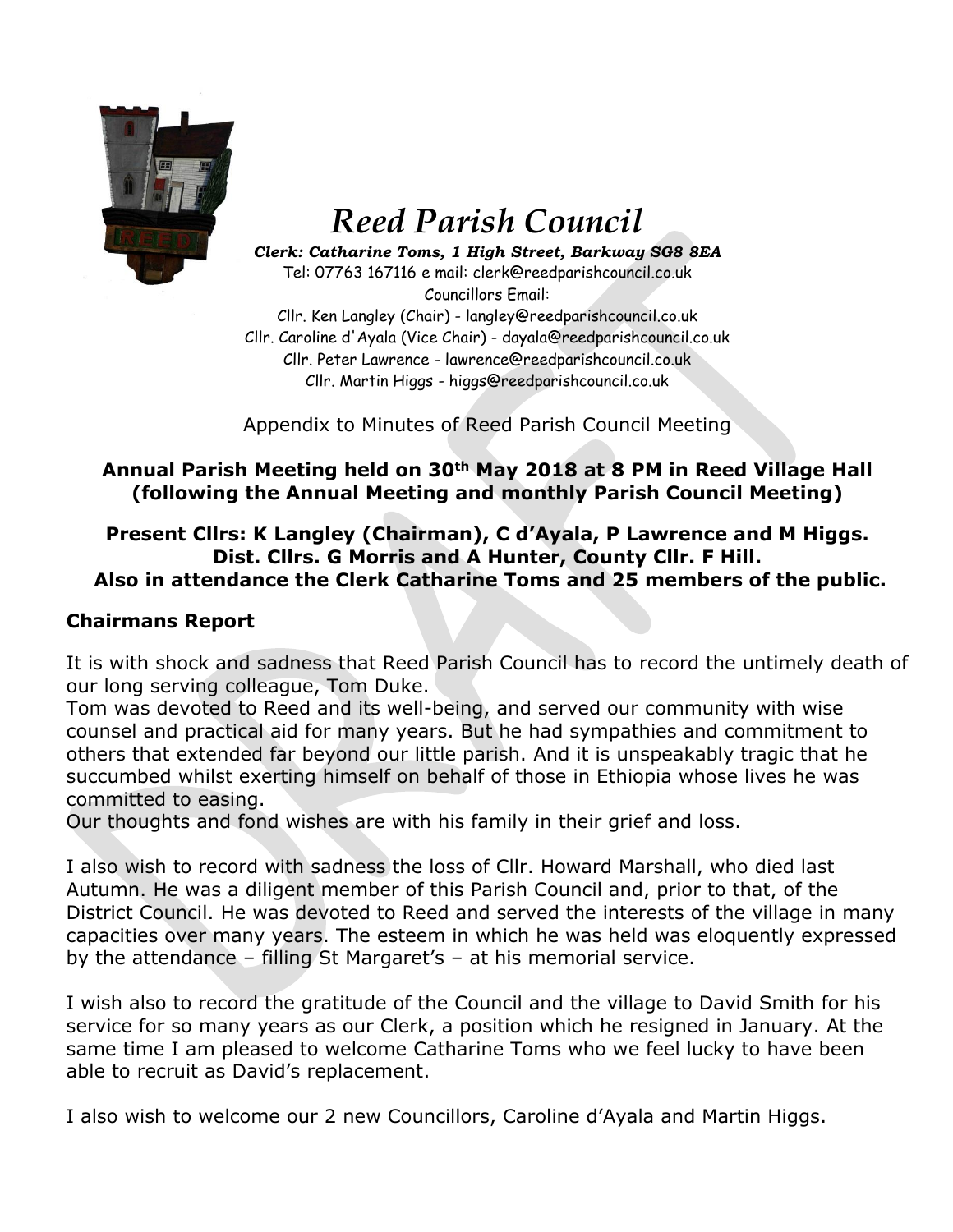# Reed Parish Council

***Clerk: Catharine Toms, 1 High Street, Barkway SG8 8EA***

Tel: 07763 167116 e mail: clerk@reedparishcouncil.co.uk

Councillors Email:

Cllr. Ken Langley (Chair) - langley@reedparishcouncil.co.uk

Cllr. Caroline d'Ayala (Vice Chair) - dayala@reedparishcouncil.co.uk

Cllr. Peter Lawrence - lawrence@reedparishcouncil.co.uk

Cllr. Martin Higgs - higgs@reedparishcouncil.co.uk

Appendix to Minutes of Reed Parish Council Meeting

**Annual Parish Meeting held on 30th May 2018 at 8 PM in Reed Village Hall (following the Annual Meeting and monthly Parish Council Meeting)**

**Present Cllrs: K Langley (Chairman), C d'Ayala, P Lawrence and M Higgs. Dist. Cllrs. G Morris and A Hunter, County Cllr. F Hill. Also in attendance the Clerk Catharine Toms and 25 members of the public.**

## Chairmans Report

It is with shock and sadness that Reed Parish Council has to record the untimely death of our long serving colleague, Tom Duke.

Tom was devoted to Reed and its well-being, and served our community with wise counsel and practical aid for many years. But he had sympathies and commitment to others that extended far beyond our little parish. And it is unspeakably tragic that he succumbed whilst exerting himself on behalf of those in Ethiopia whose lives he was committed to easing.

Our thoughts and fond wishes are with his family in their grief and loss.

I also wish to record with sadness the loss of Cllr. Howard Marshall, who died last Autumn. He was a diligent member of this Parish Council and, prior to that, of the District Council. He was devoted to Reed and served the interests of the village in many capacities over many years. The esteem in which he was held was eloquently expressed by the attendance – filling St Margaret's – at his memorial service.

I wish also to record the gratitude of the Council and the village to David Smith for his service for so many years as our Clerk, a position which he resigned in January. At the same time I am pleased to welcome Catharine Toms who we feel lucky to have been able to recruit as David's replacement.

I also wish to welcome our 2 new Councillors, Caroline d'Ayala and Martin Higgs.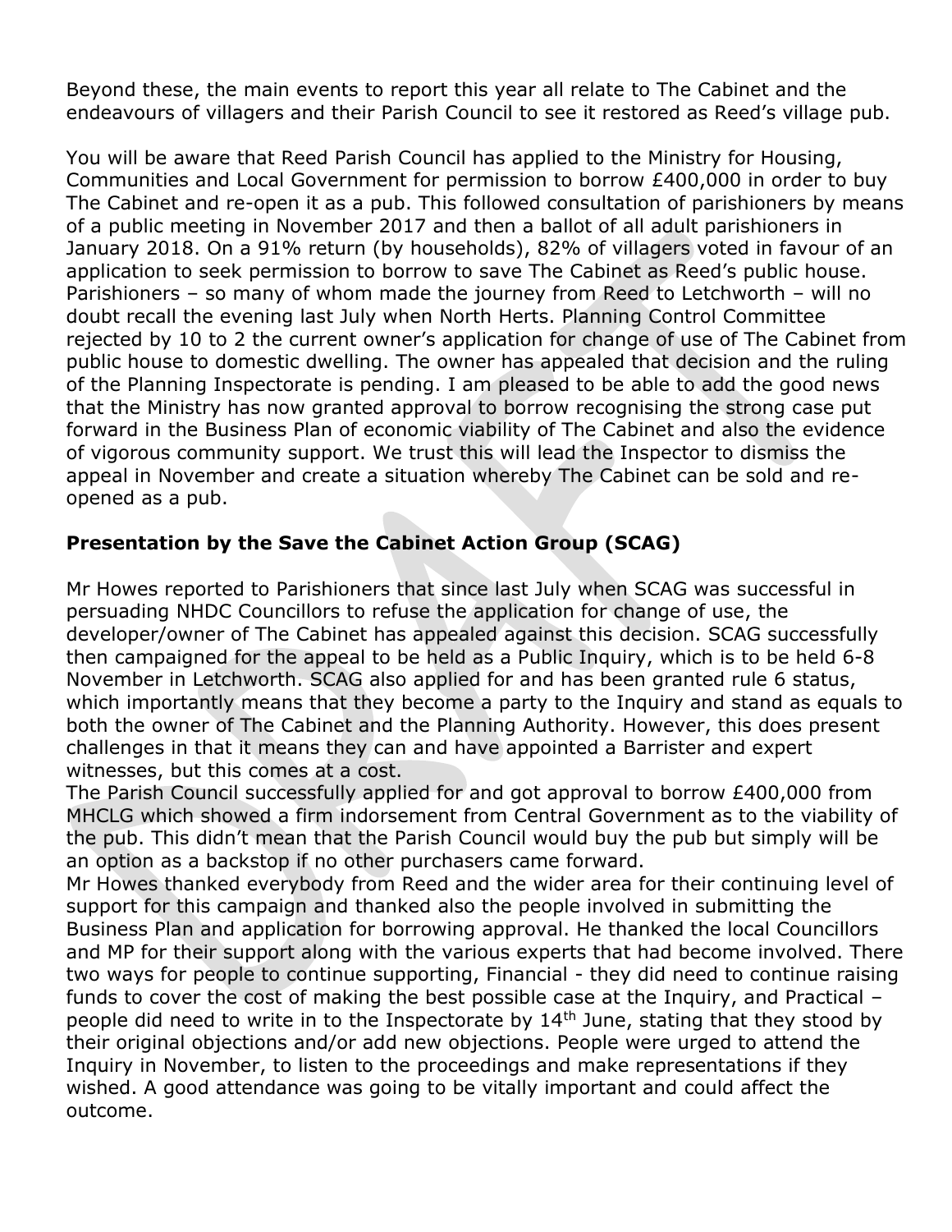Beyond these, the main events to report this year all relate to The Cabinet and the endeavours of villagers and their Parish Council to see it restored as Reed's village pub.

You will be aware that Reed Parish Council has applied to the Ministry for Housing, Communities and Local Government for permission to borrow £400,000 in order to buy The Cabinet and re-open it as a pub. This followed consultation of parishioners by means of a public meeting in November 2017 and then a ballot of all adult parishioners in January 2018. On a 91% return (by households), 82% of villagers voted in favour of an application to seek permission to borrow to save The Cabinet as Reed's public house. Parishioners – so many of whom made the journey from Reed to Letchworth – will no doubt recall the evening last July when North Herts. Planning Control Committee rejected by 10 to 2 the current owner's application for change of use of The Cabinet from public house to domestic dwelling. The owner has appealed that decision and the ruling of the Planning Inspectorate is pending. I am pleased to be able to add the good news that the Ministry has now granted approval to borrow recognising the strong case put forward in the Business Plan of economic viability of The Cabinet and also the evidence of vigorous community support. We trust this will lead the Inspector to dismiss the appeal in November and create a situation whereby The Cabinet can be sold and re-opened as a pub.

## Presentation by the Save the Cabinet Action Group (SCAG)

Mr Howes reported to Parishioners that since last July when SCAG was successful in persuading NHDC Councillors to refuse the application for change of use, the developer/owner of The Cabinet has appealed against this decision. SCAG successfully then campaigned for the appeal to be held as a Public Inquiry, which is to be held 6-8 November in Letchworth. SCAG also applied for and has been granted rule 6 status, which importantly means that they become a party to the Inquiry and stand as equals to both the owner of The Cabinet and the Planning Authority. However, this does present challenges in that it means they can and have appointed a Barrister and expert witnesses, but this comes at a cost.
The Parish Council successfully applied for and got approval to borrow £400,000 from MHCLG which showed a firm indorsement from Central Government as to the viability of the pub. This didn't mean that the Parish Council would buy the pub but simply will be an option as a backstop if no other purchasers came forward.
Mr Howes thanked everybody from Reed and the wider area for their continuing level of support for this campaign and thanked also the people involved in submitting the Business Plan and application for borrowing approval. He thanked the local Councillors and MP for their support along with the various experts that had become involved. There two ways for people to continue supporting, Financial - they did need to continue raising funds to cover the cost of making the best possible case at the Inquiry, and Practical – people did need to write in to the Inspectorate by 14th June, stating that they stood by their original objections and/or add new objections. People were urged to attend the Inquiry in November, to listen to the proceedings and make representations if they wished. A good attendance was going to be vitally important and could affect the outcome.